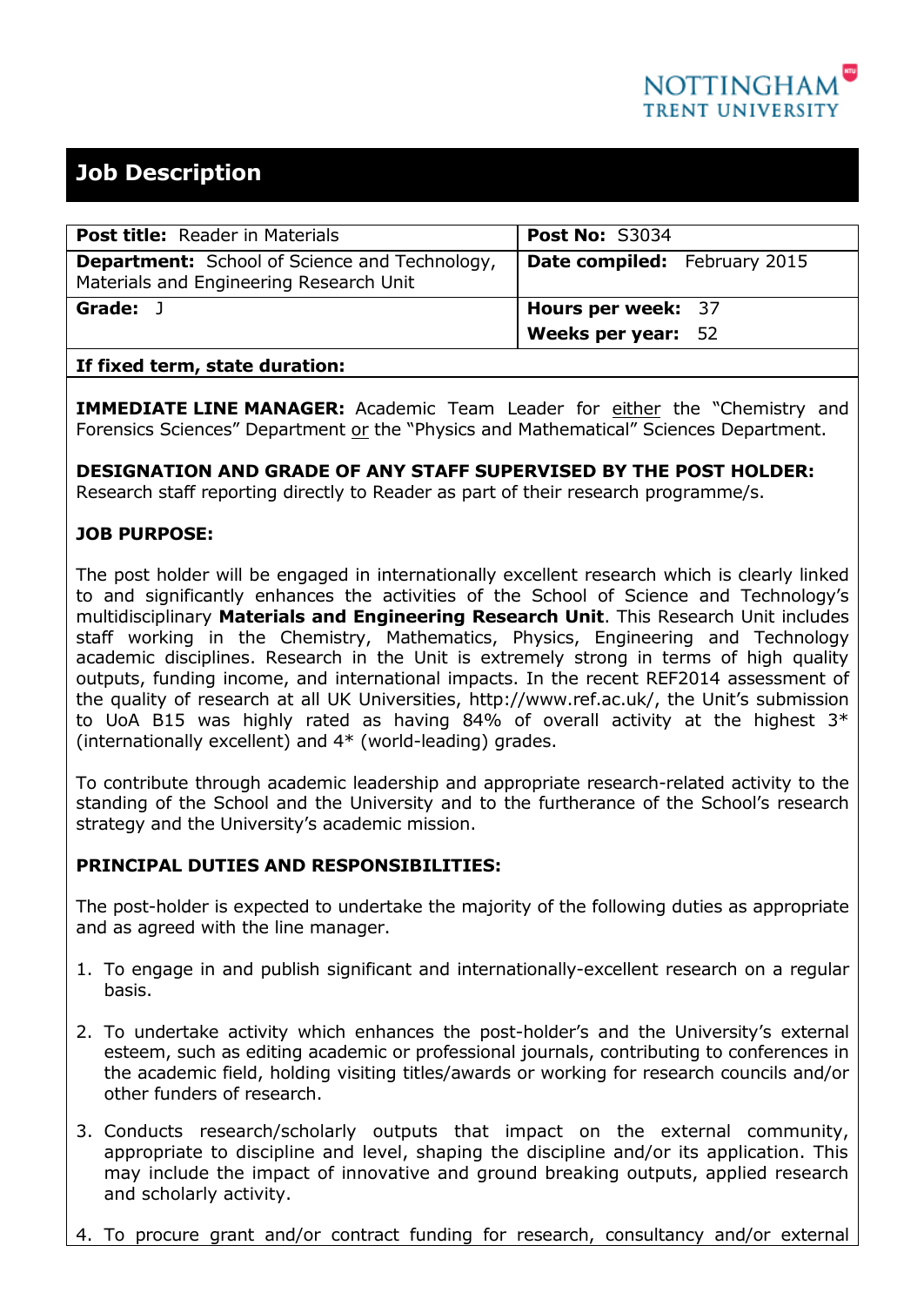# Job Description

| **Post title:** Reader in Materials | **Post No:** S3034 |
|---|---|
| **Department:** School of Science and Technology, Materials and Engineering Research Unit | **Date compiled:** February 2015 |
| **Grade:** J | **Hours per week:** 37<br>**Weeks per year:** 52 |
| **If fixed term, state duration:** | |

**IMMEDIATE LINE MANAGER:** Academic Team Leader for either the "Chemistry and Forensics Sciences" Department or the "Physics and Mathematical" Sciences Department.

**DESIGNATION AND GRADE OF ANY STAFF SUPERVISED BY THE POST HOLDER:**
Research staff reporting directly to Reader as part of their research programme/s.

**JOB PURPOSE:**

The post holder will be engaged in internationally excellent research which is clearly linked to and significantly enhances the activities of the School of Science and Technology's multidisciplinary **Materials and Engineering Research Unit**. This Research Unit includes staff working in the Chemistry, Mathematics, Physics, Engineering and Technology academic disciplines. Research in the Unit is extremely strong in terms of high quality outputs, funding income, and international impacts. In the recent REF2014 assessment of the quality of research at all UK Universities, http://www.ref.ac.uk/, the Unit's submission to UoA B15 was highly rated as having 84% of overall activity at the highest 3* (internationally excellent) and 4* (world-leading) grades.

To contribute through academic leadership and appropriate research-related activity to the standing of the School and the University and to the furtherance of the School's research strategy and the University's academic mission.

**PRINCIPAL DUTIES AND RESPONSIBILITIES:**

The post-holder is expected to undertake the majority of the following duties as appropriate and as agreed with the line manager.

1. To engage in and publish significant and internationally-excellent research on a regular basis.

2. To undertake activity which enhances the post-holder's and the University's external esteem, such as editing academic or professional journals, contributing to conferences in the academic field, holding visiting titles/awards or working for research councils and/or other funders of research.

3. Conducts research/scholarly outputs that impact on the external community, appropriate to discipline and level, shaping the discipline and/or its application. This may include the impact of innovative and ground breaking outputs, applied research and scholarly activity.

4. To procure grant and/or contract funding for research, consultancy and/or external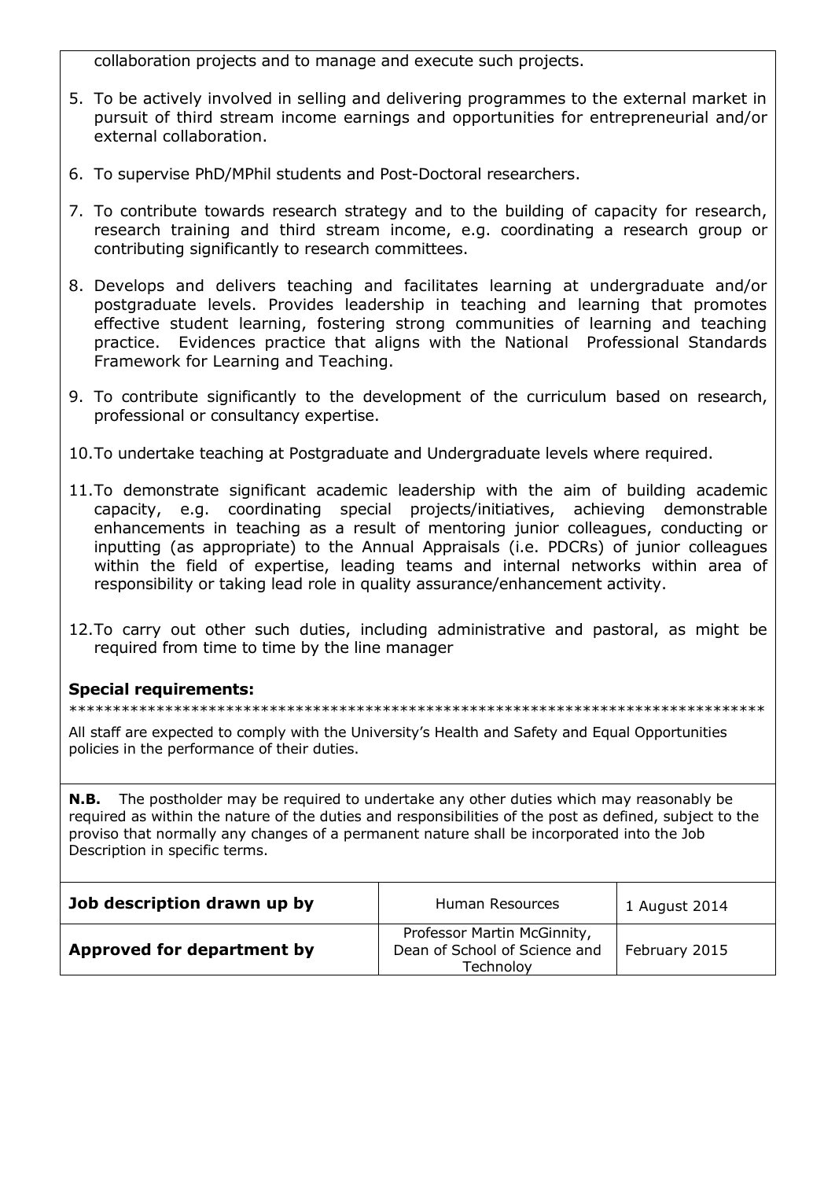collaboration projects and to manage and execute such projects.

5. To be actively involved in selling and delivering programmes to the external market in pursuit of third stream income earnings and opportunities for entrepreneurial and/or external collaboration.

6. To supervise PhD/MPhil students and Post-Doctoral researchers.

7. To contribute towards research strategy and to the building of capacity for research, research training and third stream income, e.g. coordinating a research group or contributing significantly to research committees.

8. Develops and delivers teaching and facilitates learning at undergraduate and/or postgraduate levels. Provides leadership in teaching and learning that promotes effective student learning, fostering strong communities of learning and teaching practice. Evidences practice that aligns with the National Professional Standards Framework for Learning and Teaching.

9. To contribute significantly to the development of the curriculum based on research, professional or consultancy expertise.

10. To undertake teaching at Postgraduate and Undergraduate levels where required.

11. To demonstrate significant academic leadership with the aim of building academic capacity, e.g. coordinating special projects/initiatives, achieving demonstrable enhancements in teaching as a result of mentoring junior colleagues, conducting or inputting (as appropriate) to the Annual Appraisals (i.e. PDCRs) of junior colleagues within the field of expertise, leading teams and internal networks within area of responsibility or taking lead role in quality assurance/enhancement activity.

12. To carry out other such duties, including administrative and pastoral, as might be required from time to time by the line manager

**Special requirements:**

********************************************************************************

All staff are expected to comply with the University's Health and Safety and Equal Opportunities policies in the performance of their duties.

**N.B.** The postholder may be required to undertake any other duties which may reasonably be required as within the nature of the duties and responsibilities of the post as defined, subject to the proviso that normally any changes of a permanent nature shall be incorporated into the Job Description in specific terms.

| | | |
|---|---|---|
| **Job description drawn up by** | Human Resources | 1 August 2014 |
| **Approved for department by** | Professor Martin McGinnity, Dean of School of Science and Technoloy | February 2015 |